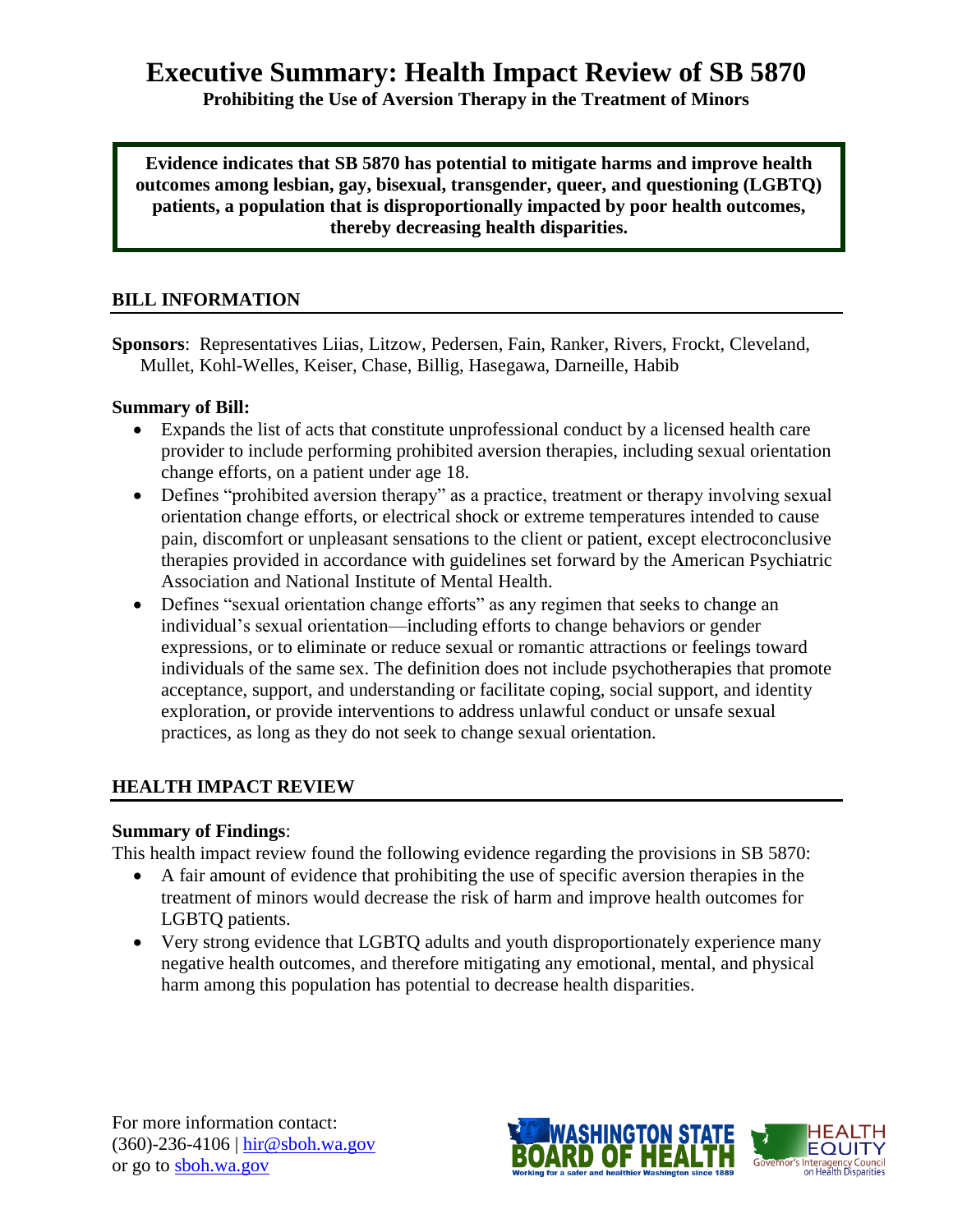# Executive Summary: Health Impact Review of SB 5870

**Prohibiting the Use of Aversion Therapy in the Treatment of Minors**

**Evidence indicates that SB 5870 has potential to mitigate harms and improve health outcomes among lesbian, gay, bisexual, transgender, queer, and questioning (LGBTQ) patients, a population that is disproportionally impacted by poor health outcomes, thereby decreasing health disparities.**

## BILL INFORMATION

**Sponsors**: Representatives Liias, Litzow, Pedersen, Fain, Ranker, Rivers, Frockt, Cleveland, Mullet, Kohl-Welles, Keiser, Chase, Billig, Hasegawa, Darneille, Habib

**Summary of Bill:**

- Expands the list of acts that constitute unprofessional conduct by a licensed health care provider to include performing prohibited aversion therapies, including sexual orientation change efforts, on a patient under age 18.
- Defines "prohibited aversion therapy" as a practice, treatment or therapy involving sexual orientation change efforts, or electrical shock or extreme temperatures intended to cause pain, discomfort or unpleasant sensations to the client or patient, except electroconclusive therapies provided in accordance with guidelines set forward by the American Psychiatric Association and National Institute of Mental Health.
- Defines "sexual orientation change efforts" as any regimen that seeks to change an individual's sexual orientation—including efforts to change behaviors or gender expressions, or to eliminate or reduce sexual or romantic attractions or feelings toward individuals of the same sex. The definition does not include psychotherapies that promote acceptance, support, and understanding or facilitate coping, social support, and identity exploration, or provide interventions to address unlawful conduct or unsafe sexual practices, as long as they do not seek to change sexual orientation.

## HEALTH IMPACT REVIEW

**Summary of Findings**:

This health impact review found the following evidence regarding the provisions in SB 5870:

- A fair amount of evidence that prohibiting the use of specific aversion therapies in the treatment of minors would decrease the risk of harm and improve health outcomes for LGBTQ patients.
- Very strong evidence that LGBTQ adults and youth disproportionately experience many negative health outcomes, and therefore mitigating any emotional, mental, and physical harm among this population has potential to decrease health disparities.

For more information contact:
(360)-236-4106 | hir@sboh.wa.gov
or go to sboh.wa.gov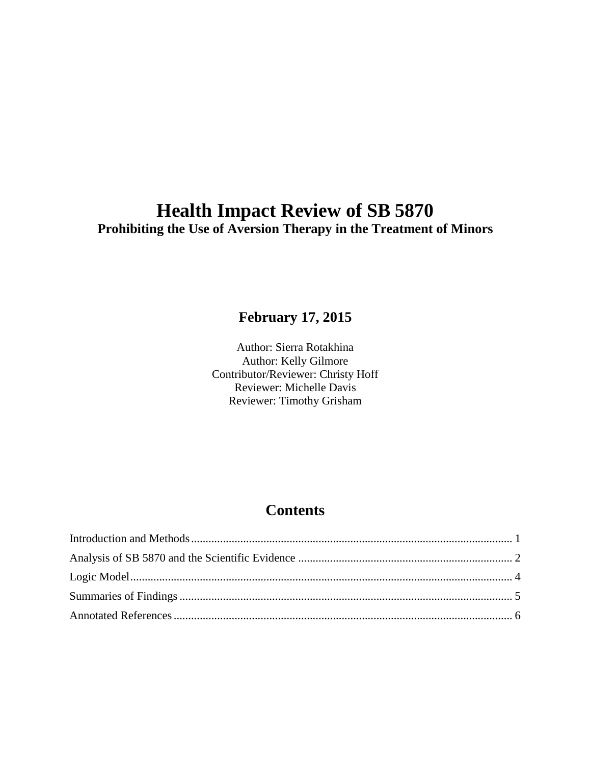# Health Impact Review of SB 5870

**Prohibiting the Use of Aversion Therapy in the Treatment of Minors**

**February 17, 2015**

Author: Sierra Rotakhina
Author: Kelly Gilmore
Contributor/Reviewer: Christy Hoff
Reviewer: Michelle Davis
Reviewer: Timothy Grisham

## Contents

Introduction and Methods ........................................................................................................ 1
Analysis of SB 5870 and the Scientific Evidence ......................................................................... 2
Logic Model................................................................................................................................. 4
Summaries of Findings ................................................................................................................ 5
Annotated References .................................................................................................................. 6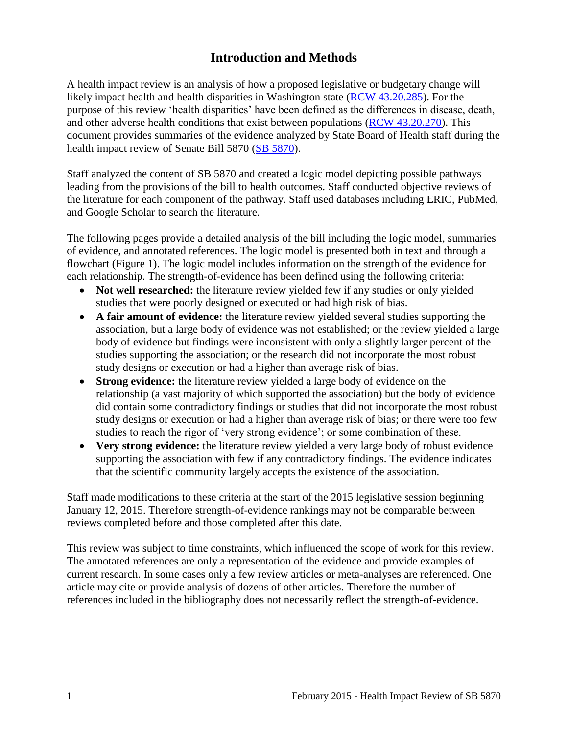# Introduction and Methods

A health impact review is an analysis of how a proposed legislative or budgetary change will likely impact health and health disparities in Washington state (RCW 43.20.285). For the purpose of this review 'health disparities' have been defined as the differences in disease, death, and other adverse health conditions that exist between populations (RCW 43.20.270). This document provides summaries of the evidence analyzed by State Board of Health staff during the health impact review of Senate Bill 5870 (SB 5870).

Staff analyzed the content of SB 5870 and created a logic model depicting possible pathways leading from the provisions of the bill to health outcomes. Staff conducted objective reviews of the literature for each component of the pathway. Staff used databases including ERIC, PubMed, and Google Scholar to search the literature.

The following pages provide a detailed analysis of the bill including the logic model, summaries of evidence, and annotated references. The logic model is presented both in text and through a flowchart (Figure 1). The logic model includes information on the strength of the evidence for each relationship. The strength-of-evidence has been defined using the following criteria:

- **Not well researched:** the literature review yielded few if any studies or only yielded studies that were poorly designed or executed or had high risk of bias.
- **A fair amount of evidence:** the literature review yielded several studies supporting the association, but a large body of evidence was not established; or the review yielded a large body of evidence but findings were inconsistent with only a slightly larger percent of the studies supporting the association; or the research did not incorporate the most robust study designs or execution or had a higher than average risk of bias.
- **Strong evidence:** the literature review yielded a large body of evidence on the relationship (a vast majority of which supported the association) but the body of evidence did contain some contradictory findings or studies that did not incorporate the most robust study designs or execution or had a higher than average risk of bias; or there were too few studies to reach the rigor of 'very strong evidence'; or some combination of these.
- **Very strong evidence:** the literature review yielded a very large body of robust evidence supporting the association with few if any contradictory findings. The evidence indicates that the scientific community largely accepts the existence of the association.

Staff made modifications to these criteria at the start of the 2015 legislative session beginning January 12, 2015. Therefore strength-of-evidence rankings may not be comparable between reviews completed before and those completed after this date.

This review was subject to time constraints, which influenced the scope of work for this review. The annotated references are only a representation of the evidence and provide examples of current research. In some cases only a few review articles or meta-analyses are referenced. One article may cite or provide analysis of dozens of other articles. Therefore the number of references included in the bibliography does not necessarily reflect the strength-of-evidence.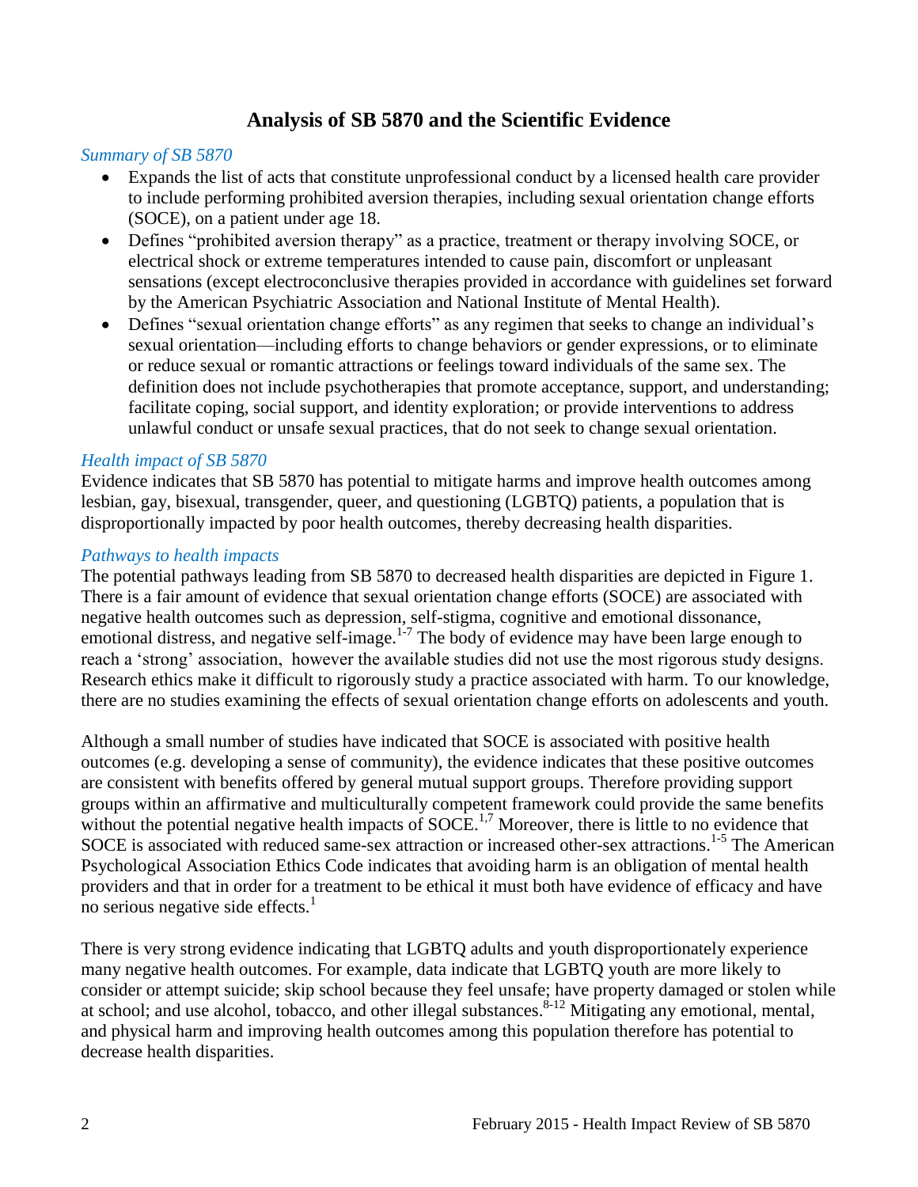## Analysis of SB 5870 and the Scientific Evidence

*Summary of SB 5870*

- Expands the list of acts that constitute unprofessional conduct by a licensed health care provider to include performing prohibited aversion therapies, including sexual orientation change efforts (SOCE), on a patient under age 18.
- Defines "prohibited aversion therapy" as a practice, treatment or therapy involving SOCE, or electrical shock or extreme temperatures intended to cause pain, discomfort or unpleasant sensations (except electroconclusive therapies provided in accordance with guidelines set forward by the American Psychiatric Association and National Institute of Mental Health).
- Defines "sexual orientation change efforts" as any regimen that seeks to change an individual's sexual orientation—including efforts to change behaviors or gender expressions, or to eliminate or reduce sexual or romantic attractions or feelings toward individuals of the same sex. The definition does not include psychotherapies that promote acceptance, support, and understanding; facilitate coping, social support, and identity exploration; or provide interventions to address unlawful conduct or unsafe sexual practices, that do not seek to change sexual orientation.

*Health impact of SB 5870*

Evidence indicates that SB 5870 has potential to mitigate harms and improve health outcomes among lesbian, gay, bisexual, transgender, queer, and questioning (LGBTQ) patients, a population that is disproportionally impacted by poor health outcomes, thereby decreasing health disparities.

*Pathways to health impacts*

The potential pathways leading from SB 5870 to decreased health disparities are depicted in Figure 1. There is a fair amount of evidence that sexual orientation change efforts (SOCE) are associated with negative health outcomes such as depression, self-stigma, cognitive and emotional dissonance, emotional distress, and negative self-image.[1-7] The body of evidence may have been large enough to reach a 'strong' association, however the available studies did not use the most rigorous study designs. Research ethics make it difficult to rigorously study a practice associated with harm. To our knowledge, there are no studies examining the effects of sexual orientation change efforts on adolescents and youth.

Although a small number of studies have indicated that SOCE is associated with positive health outcomes (e.g. developing a sense of community), the evidence indicates that these positive outcomes are consistent with benefits offered by general mutual support groups. Therefore providing support groups within an affirmative and multiculturally competent framework could provide the same benefits without the potential negative health impacts of SOCE.[1,7] Moreover, there is little to no evidence that SOCE is associated with reduced same-sex attraction or increased other-sex attractions.[1-5] The American Psychological Association Ethics Code indicates that avoiding harm is an obligation of mental health providers and that in order for a treatment to be ethical it must both have evidence of efficacy and have no serious negative side effects.[1]

There is very strong evidence indicating that LGBTQ adults and youth disproportionately experience many negative health outcomes. For example, data indicate that LGBTQ youth are more likely to consider or attempt suicide; skip school because they feel unsafe; have property damaged or stolen while at school; and use alcohol, tobacco, and other illegal substances.[8-12] Mitigating any emotional, mental, and physical harm and improving health outcomes among this population therefore has potential to decrease health disparities.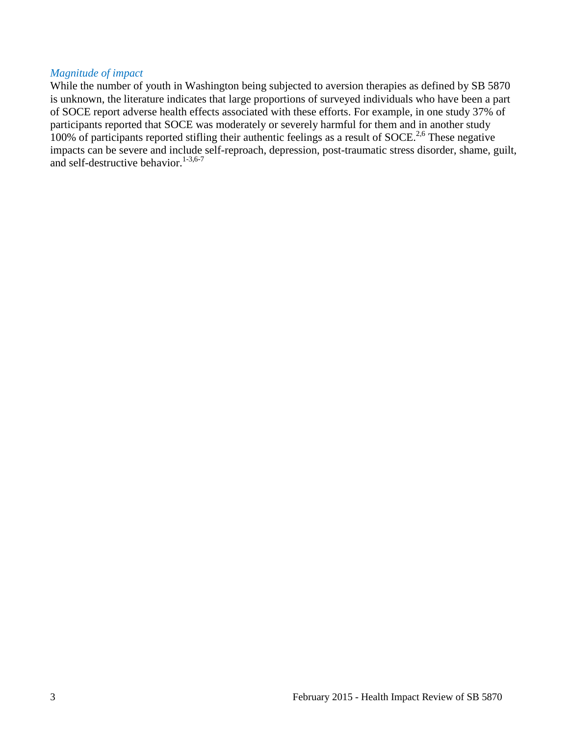*Magnitude of impact*

While the number of youth in Washington being subjected to aversion therapies as defined by SB 5870 is unknown, the literature indicates that large proportions of surveyed individuals who have been a part of SOCE report adverse health effects associated with these efforts. For example, in one study 37% of participants reported that SOCE was moderately or severely harmful for them and in another study 100% of participants reported stifling their authentic feelings as a result of SOCE.[2,6] These negative impacts can be severe and include self-reproach, depression, post-traumatic stress disorder, shame, guilt, and self-destructive behavior.[1-3,6-7]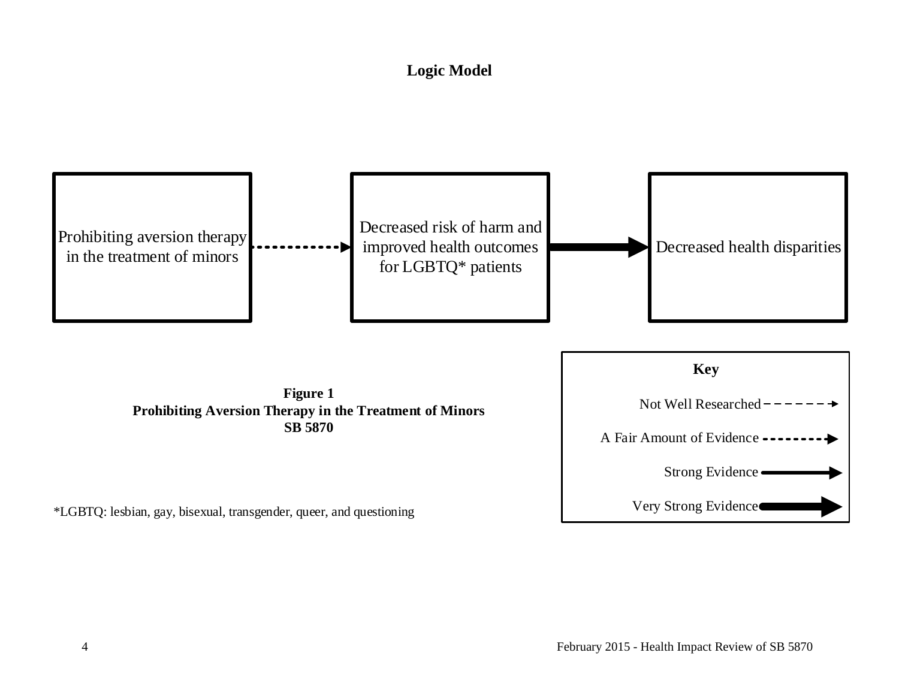**Logic Model**

Prohibiting aversion therapy in the treatment of minors → (A Fair Amount of Evidence) → Decreased risk of harm and improved health outcomes for LGBTQ* patients → (Very Strong Evidence) → Decreased health disparities

**Key**

- Not Well Researched
- A Fair Amount of Evidence
- Strong Evidence
- Very Strong Evidence

**Figure 1**
**Prohibiting Aversion Therapy in the Treatment of Minors**
**SB 5870**

*LGBTQ: lesbian, gay, bisexual, transgender, queer, and questioning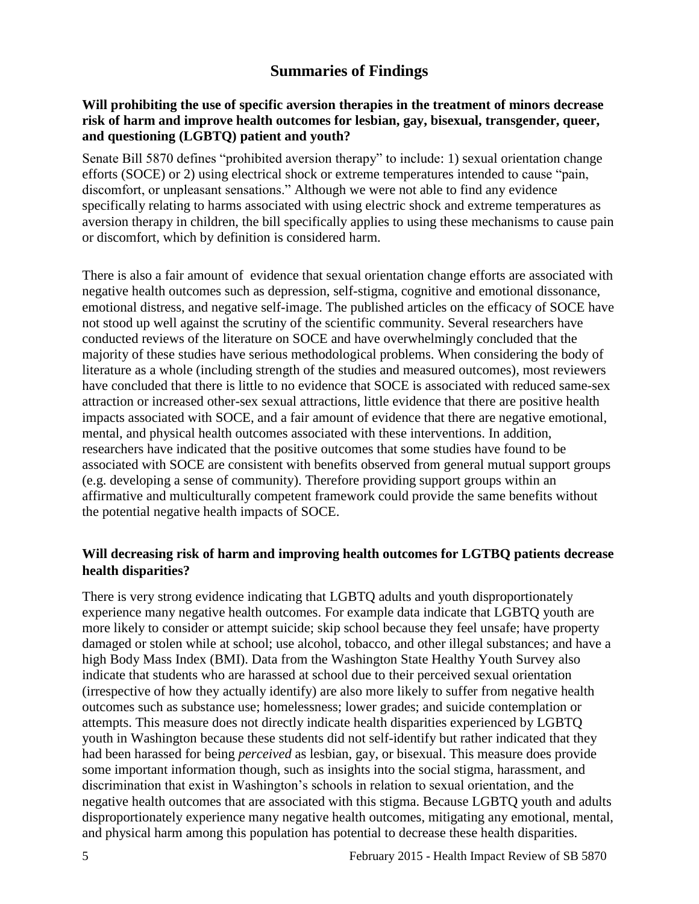## Summaries of Findings

**Will prohibiting the use of specific aversion therapies in the treatment of minors decrease risk of harm and improve health outcomes for lesbian, gay, bisexual, transgender, queer, and questioning (LGBTQ) patient and youth?**

Senate Bill 5870 defines "prohibited aversion therapy" to include: 1) sexual orientation change efforts (SOCE) or 2) using electrical shock or extreme temperatures intended to cause "pain, discomfort, or unpleasant sensations." Although we were not able to find any evidence specifically relating to harms associated with using electric shock and extreme temperatures as aversion therapy in children, the bill specifically applies to using these mechanisms to cause pain or discomfort, which by definition is considered harm.

There is also a fair amount of evidence that sexual orientation change efforts are associated with negative health outcomes such as depression, self-stigma, cognitive and emotional dissonance, emotional distress, and negative self-image. The published articles on the efficacy of SOCE have not stood up well against the scrutiny of the scientific community. Several researchers have conducted reviews of the literature on SOCE and have overwhelmingly concluded that the majority of these studies have serious methodological problems. When considering the body of literature as a whole (including strength of the studies and measured outcomes), most reviewers have concluded that there is little to no evidence that SOCE is associated with reduced same-sex attraction or increased other-sex sexual attractions, little evidence that there are positive health impacts associated with SOCE, and a fair amount of evidence that there are negative emotional, mental, and physical health outcomes associated with these interventions. In addition, researchers have indicated that the positive outcomes that some studies have found to be associated with SOCE are consistent with benefits observed from general mutual support groups (e.g. developing a sense of community). Therefore providing support groups within an affirmative and multiculturally competent framework could provide the same benefits without the potential negative health impacts of SOCE.

**Will decreasing risk of harm and improving health outcomes for LGTBQ patients decrease health disparities?**

There is very strong evidence indicating that LGBTQ adults and youth disproportionately experience many negative health outcomes. For example data indicate that LGBTQ youth are more likely to consider or attempt suicide; skip school because they feel unsafe; have property damaged or stolen while at school; use alcohol, tobacco, and other illegal substances; and have a high Body Mass Index (BMI). Data from the Washington State Healthy Youth Survey also indicate that students who are harassed at school due to their perceived sexual orientation (irrespective of how they actually identify) are also more likely to suffer from negative health outcomes such as substance use; homelessness; lower grades; and suicide contemplation or attempts. This measure does not directly indicate health disparities experienced by LGBTQ youth in Washington because these students did not self-identify but rather indicated that they had been harassed for being *perceived* as lesbian, gay, or bisexual. This measure does provide some important information though, such as insights into the social stigma, harassment, and discrimination that exist in Washington's schools in relation to sexual orientation, and the negative health outcomes that are associated with this stigma. Because LGBTQ youth and adults disproportionately experience many negative health outcomes, mitigating any emotional, mental, and physical harm among this population has potential to decrease these health disparities.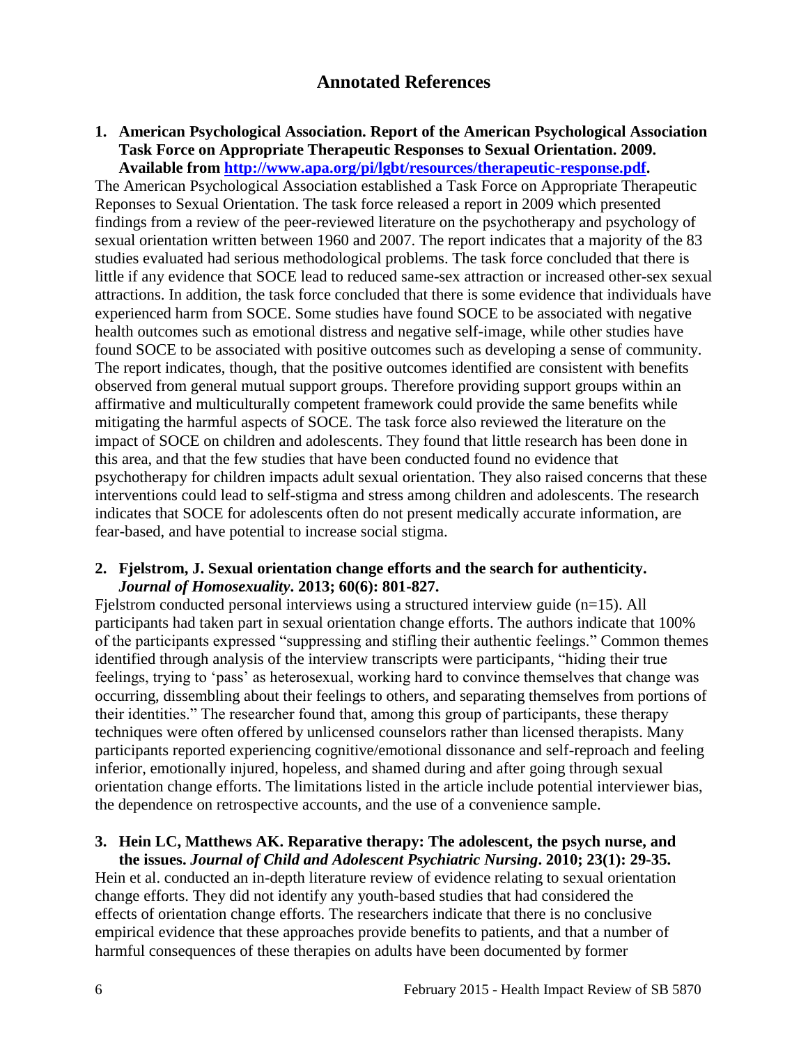## Annotated References

**1. American Psychological Association. Report of the American Psychological Association Task Force on Appropriate Therapeutic Responses to Sexual Orientation. 2009. Available from [http://www.apa.org/pi/lgbt/resources/therapeutic-response.pdf](http://www.apa.org/pi/lgbt/resources/therapeutic-response.pdf).**

The American Psychological Association established a Task Force on Appropriate Therapeutic Reponses to Sexual Orientation. The task force released a report in 2009 which presented findings from a review of the peer-reviewed literature on the psychotherapy and psychology of sexual orientation written between 1960 and 2007. The report indicates that a majority of the 83 studies evaluated had serious methodological problems. The task force concluded that there is little if any evidence that SOCE lead to reduced same-sex attraction or increased other-sex sexual attractions. In addition, the task force concluded that there is some evidence that individuals have experienced harm from SOCE. Some studies have found SOCE to be associated with negative health outcomes such as emotional distress and negative self-image, while other studies have found SOCE to be associated with positive outcomes such as developing a sense of community. The report indicates, though, that the positive outcomes identified are consistent with benefits observed from general mutual support groups. Therefore providing support groups within an affirmative and multiculturally competent framework could provide the same benefits while mitigating the harmful aspects of SOCE. The task force also reviewed the literature on the impact of SOCE on children and adolescents. They found that little research has been done in this area, and that the few studies that have been conducted found no evidence that psychotherapy for children impacts adult sexual orientation. They also raised concerns that these interventions could lead to self-stigma and stress among children and adolescents. The research indicates that SOCE for adolescents often do not present medically accurate information, are fear-based, and have potential to increase social stigma.

**2. Fjelstrom, J. Sexual orientation change efforts and the search for authenticity. *Journal of Homosexuality*. 2013; 60(6): 801-827.**

Fjelstrom conducted personal interviews using a structured interview guide (n=15). All participants had taken part in sexual orientation change efforts. The authors indicate that 100% of the participants expressed "suppressing and stifling their authentic feelings." Common themes identified through analysis of the interview transcripts were participants, "hiding their true feelings, trying to 'pass' as heterosexual, working hard to convince themselves that change was occurring, dissembling about their feelings to others, and separating themselves from portions of their identities." The researcher found that, among this group of participants, these therapy techniques were often offered by unlicensed counselors rather than licensed therapists. Many participants reported experiencing cognitive/emotional dissonance and self-reproach and feeling inferior, emotionally injured, hopeless, and shamed during and after going through sexual orientation change efforts. The limitations listed in the article include potential interviewer bias, the dependence on retrospective accounts, and the use of a convenience sample.

**3. Hein LC, Matthews AK. Reparative therapy: The adolescent, the psych nurse, and the issues. *Journal of Child and Adolescent Psychiatric Nursing*. 2010; 23(1): 29-35.**

Hein et al. conducted an in-depth literature review of evidence relating to sexual orientation change efforts. They did not identify any youth-based studies that had considered the effects of orientation change efforts. The researchers indicate that there is no conclusive empirical evidence that these approaches provide benefits to patients, and that a number of harmful consequences of these therapies on adults have been documented by former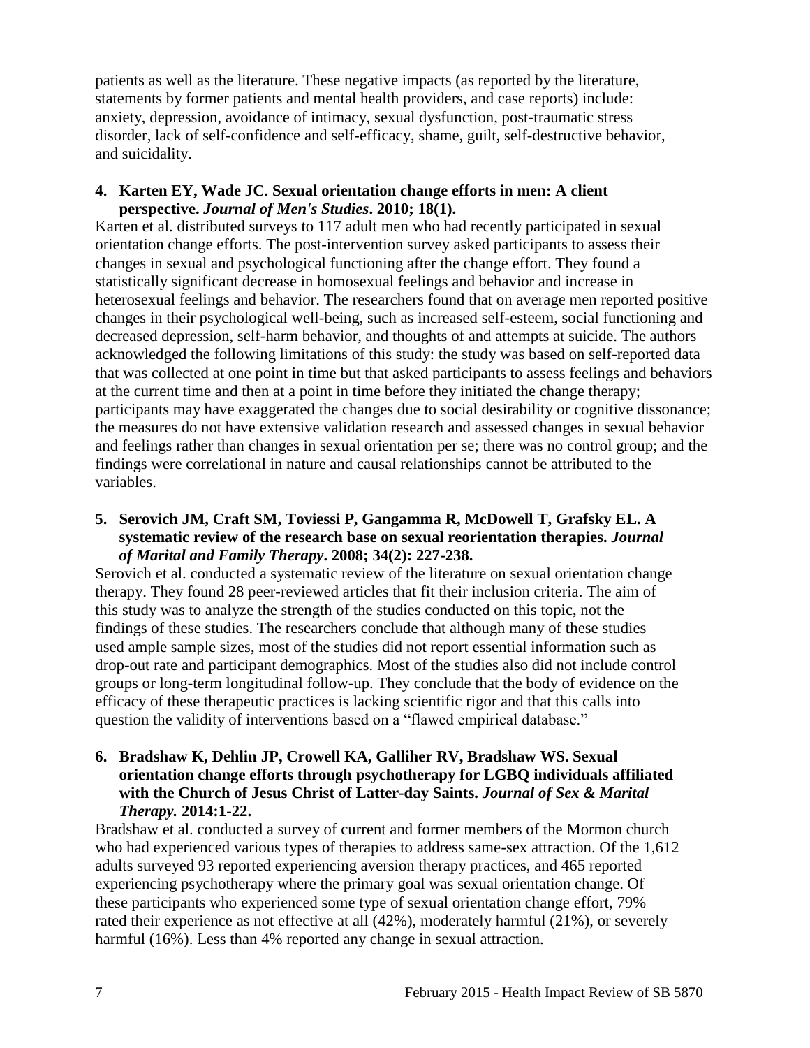patients as well as the literature. These negative impacts (as reported by the literature, statements by former patients and mental health providers, and case reports) include: anxiety, depression, avoidance of intimacy, sexual dysfunction, post-traumatic stress disorder, lack of self-confidence and self-efficacy, shame, guilt, self-destructive behavior, and suicidality.

4. **Karten EY, Wade JC. Sexual orientation change efforts in men: A client perspective. *Journal of Men's Studies*. 2010; 18(1).**

Karten et al. distributed surveys to 117 adult men who had recently participated in sexual orientation change efforts. The post-intervention survey asked participants to assess their changes in sexual and psychological functioning after the change effort. They found a statistically significant decrease in homosexual feelings and behavior and increase in heterosexual feelings and behavior. The researchers found that on average men reported positive changes in their psychological well-being, such as increased self-esteem, social functioning and decreased depression, self-harm behavior, and thoughts of and attempts at suicide. The authors acknowledged the following limitations of this study: the study was based on self-reported data that was collected at one point in time but that asked participants to assess feelings and behaviors at the current time and then at a point in time before they initiated the change therapy; participants may have exaggerated the changes due to social desirability or cognitive dissonance; the measures do not have extensive validation research and assessed changes in sexual behavior and feelings rather than changes in sexual orientation per se; there was no control group; and the findings were correlational in nature and causal relationships cannot be attributed to the variables.

5. **Serovich JM, Craft SM, Toviessi P, Gangamma R, McDowell T, Grafsky EL. A systematic review of the research base on sexual reorientation therapies. *Journal of Marital and Family Therapy*. 2008; 34(2): 227-238.**

Serovich et al. conducted a systematic review of the literature on sexual orientation change therapy. They found 28 peer-reviewed articles that fit their inclusion criteria. The aim of this study was to analyze the strength of the studies conducted on this topic, not the findings of these studies. The researchers conclude that although many of these studies used ample sample sizes, most of the studies did not report essential information such as drop-out rate and participant demographics. Most of the studies also did not include control groups or long-term longitudinal follow-up. They conclude that the body of evidence on the efficacy of these therapeutic practices is lacking scientific rigor and that this calls into question the validity of interventions based on a "flawed empirical database."

6. **Bradshaw K, Dehlin JP, Crowell KA, Galliher RV, Bradshaw WS. Sexual orientation change efforts through psychotherapy for LGBQ individuals affiliated with the Church of Jesus Christ of Latter-day Saints. *Journal of Sex & Marital Therapy.* 2014:1-22.**

Bradshaw et al. conducted a survey of current and former members of the Mormon church who had experienced various types of therapies to address same-sex attraction. Of the 1,612 adults surveyed 93 reported experiencing aversion therapy practices, and 465 reported experiencing psychotherapy where the primary goal was sexual orientation change. Of these participants who experienced some type of sexual orientation change effort, 79% rated their experience as not effective at all (42%), moderately harmful (21%), or severely harmful (16%). Less than 4% reported any change in sexual attraction.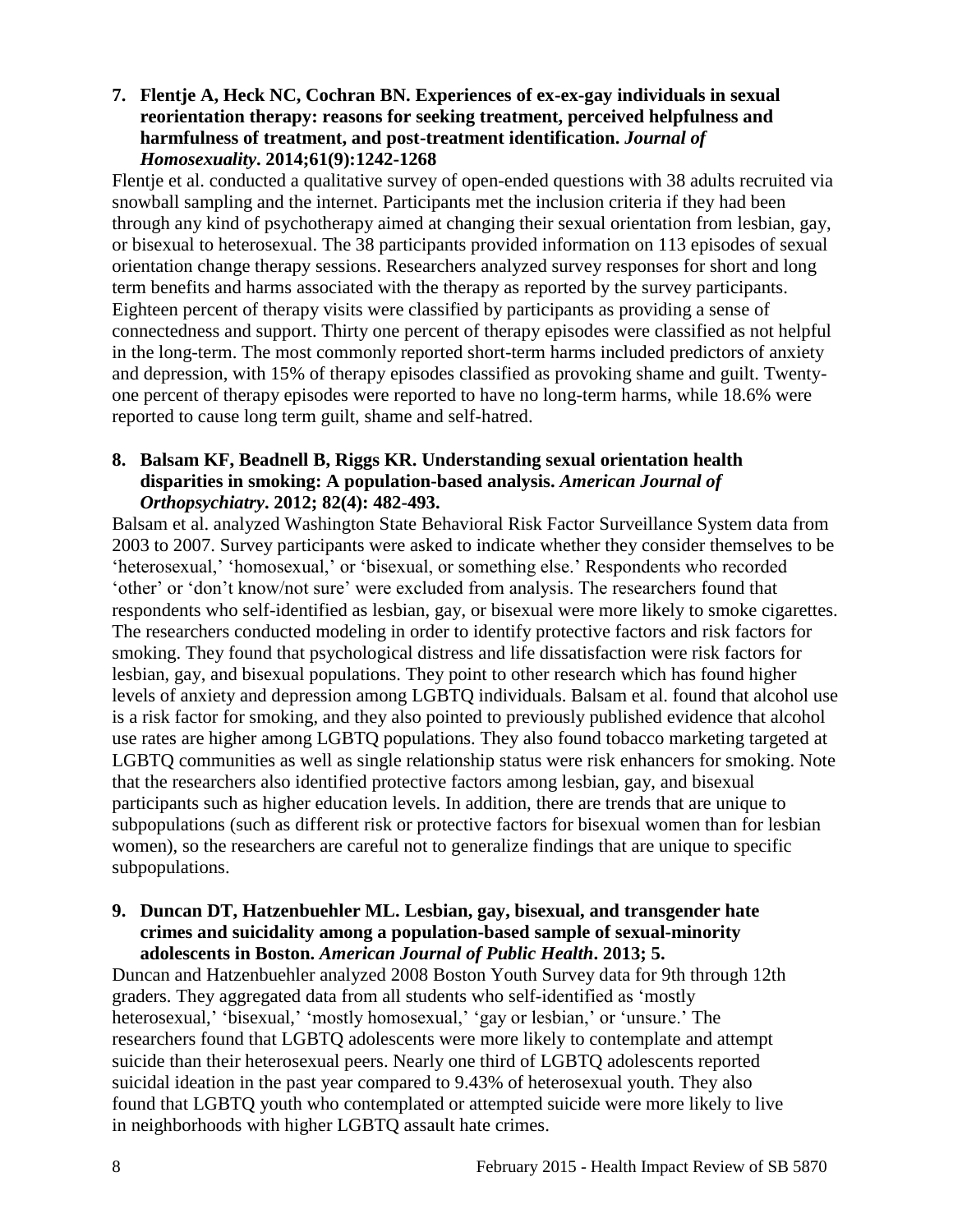**7. Flentje A, Heck NC, Cochran BN. Experiences of ex-ex-gay individuals in sexual reorientation therapy: reasons for seeking treatment, perceived helpfulness and harmfulness of treatment, and post-treatment identification. *Journal of Homosexuality*. 2014;61(9):1242-1268**

Flentje et al. conducted a qualitative survey of open-ended questions with 38 adults recruited via snowball sampling and the internet. Participants met the inclusion criteria if they had been through any kind of psychotherapy aimed at changing their sexual orientation from lesbian, gay, or bisexual to heterosexual. The 38 participants provided information on 113 episodes of sexual orientation change therapy sessions. Researchers analyzed survey responses for short and long term benefits and harms associated with the therapy as reported by the survey participants. Eighteen percent of therapy visits were classified by participants as providing a sense of connectedness and support. Thirty one percent of therapy episodes were classified as not helpful in the long-term. The most commonly reported short-term harms included predictors of anxiety and depression, with 15% of therapy episodes classified as provoking shame and guilt. Twenty-one percent of therapy episodes were reported to have no long-term harms, while 18.6% were reported to cause long term guilt, shame and self-hatred.

**8. Balsam KF, Beadnell B, Riggs KR. Understanding sexual orientation health disparities in smoking: A population-based analysis. *American Journal of Orthopsychiatry*. 2012; 82(4): 482-493.**

Balsam et al. analyzed Washington State Behavioral Risk Factor Surveillance System data from 2003 to 2007. Survey participants were asked to indicate whether they consider themselves to be 'heterosexual,' 'homosexual,' or 'bisexual, or something else.' Respondents who recorded 'other' or 'don't know/not sure' were excluded from analysis. The researchers found that respondents who self-identified as lesbian, gay, or bisexual were more likely to smoke cigarettes. The researchers conducted modeling in order to identify protective factors and risk factors for smoking. They found that psychological distress and life dissatisfaction were risk factors for lesbian, gay, and bisexual populations. They point to other research which has found higher levels of anxiety and depression among LGBTQ individuals. Balsam et al. found that alcohol use is a risk factor for smoking, and they also pointed to previously published evidence that alcohol use rates are higher among LGBTQ populations. They also found tobacco marketing targeted at LGBTQ communities as well as single relationship status were risk enhancers for smoking. Note that the researchers also identified protective factors among lesbian, gay, and bisexual participants such as higher education levels. In addition, there are trends that are unique to subpopulations (such as different risk or protective factors for bisexual women than for lesbian women), so the researchers are careful not to generalize findings that are unique to specific subpopulations.

**9. Duncan DT, Hatzenbuehler ML. Lesbian, gay, bisexual, and transgender hate crimes and suicidality among a population-based sample of sexual-minority adolescents in Boston. *American Journal of Public Health*. 2013; 5.**

Duncan and Hatzenbuehler analyzed 2008 Boston Youth Survey data for 9th through 12th graders. They aggregated data from all students who self-identified as 'mostly heterosexual,' 'bisexual,' 'mostly homosexual,' 'gay or lesbian,' or 'unsure.' The researchers found that LGBTQ adolescents were more likely to contemplate and attempt suicide than their heterosexual peers. Nearly one third of LGBTQ adolescents reported suicidal ideation in the past year compared to 9.43% of heterosexual youth. They also found that LGBTQ youth who contemplated or attempted suicide were more likely to live in neighborhoods with higher LGBTQ assault hate crimes.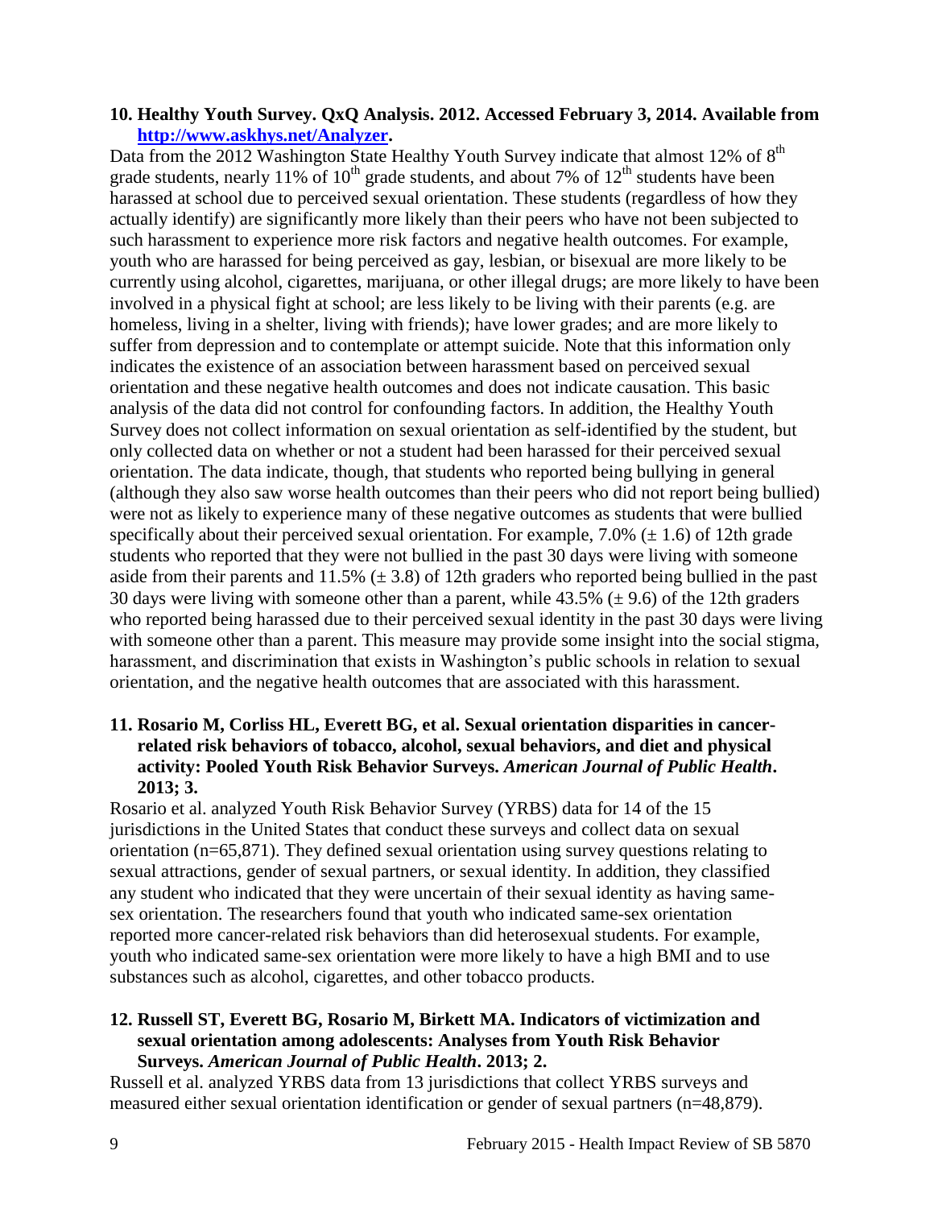**10. Healthy Youth Survey. QxQ Analysis. 2012. Accessed February 3, 2014. Available from [http://www.askhys.net/Analyzer](http://www.askhys.net/Analyzer).**

Data from the 2012 Washington State Healthy Youth Survey indicate that almost 12% of 8th grade students, nearly 11% of 10th grade students, and about 7% of 12th students have been harassed at school due to perceived sexual orientation. These students (regardless of how they actually identify) are significantly more likely than their peers who have not been subjected to such harassment to experience more risk factors and negative health outcomes. For example, youth who are harassed for being perceived as gay, lesbian, or bisexual are more likely to be currently using alcohol, cigarettes, marijuana, or other illegal drugs; are more likely to have been involved in a physical fight at school; are less likely to be living with their parents (e.g. are homeless, living in a shelter, living with friends); have lower grades; and are more likely to suffer from depression and to contemplate or attempt suicide. Note that this information only indicates the existence of an association between harassment based on perceived sexual orientation and these negative health outcomes and does not indicate causation. This basic analysis of the data did not control for confounding factors. In addition, the Healthy Youth Survey does not collect information on sexual orientation as self-identified by the student, but only collected data on whether or not a student had been harassed for their perceived sexual orientation. The data indicate, though, that students who reported being bullying in general (although they also saw worse health outcomes than their peers who did not report being bullied) were not as likely to experience many of these negative outcomes as students that were bullied specifically about their perceived sexual orientation. For example, 7.0% (± 1.6) of 12th grade students who reported that they were not bullied in the past 30 days were living with someone aside from their parents and 11.5% (± 3.8) of 12th graders who reported being bullied in the past 30 days were living with someone other than a parent, while 43.5% (± 9.6) of the 12th graders who reported being harassed due to their perceived sexual identity in the past 30 days were living with someone other than a parent. This measure may provide some insight into the social stigma, harassment, and discrimination that exists in Washington's public schools in relation to sexual orientation, and the negative health outcomes that are associated with this harassment.

**11. Rosario M, Corliss HL, Everett BG, et al. Sexual orientation disparities in cancer-related risk behaviors of tobacco, alcohol, sexual behaviors, and diet and physical activity: Pooled Youth Risk Behavior Surveys. *American Journal of Public Health*. 2013; 3.**

Rosario et al. analyzed Youth Risk Behavior Survey (YRBS) data for 14 of the 15 jurisdictions in the United States that conduct these surveys and collect data on sexual orientation (n=65,871). They defined sexual orientation using survey questions relating to sexual attractions, gender of sexual partners, or sexual identity. In addition, they classified any student who indicated that they were uncertain of their sexual identity as having same-sex orientation. The researchers found that youth who indicated same-sex orientation reported more cancer-related risk behaviors than did heterosexual students. For example, youth who indicated same-sex orientation were more likely to have a high BMI and to use substances such as alcohol, cigarettes, and other tobacco products.

**12. Russell ST, Everett BG, Rosario M, Birkett MA. Indicators of victimization and sexual orientation among adolescents: Analyses from Youth Risk Behavior Surveys. *American Journal of Public Health*. 2013; 2.**

Russell et al. analyzed YRBS data from 13 jurisdictions that collect YRBS surveys and measured either sexual orientation identification or gender of sexual partners (n=48,879).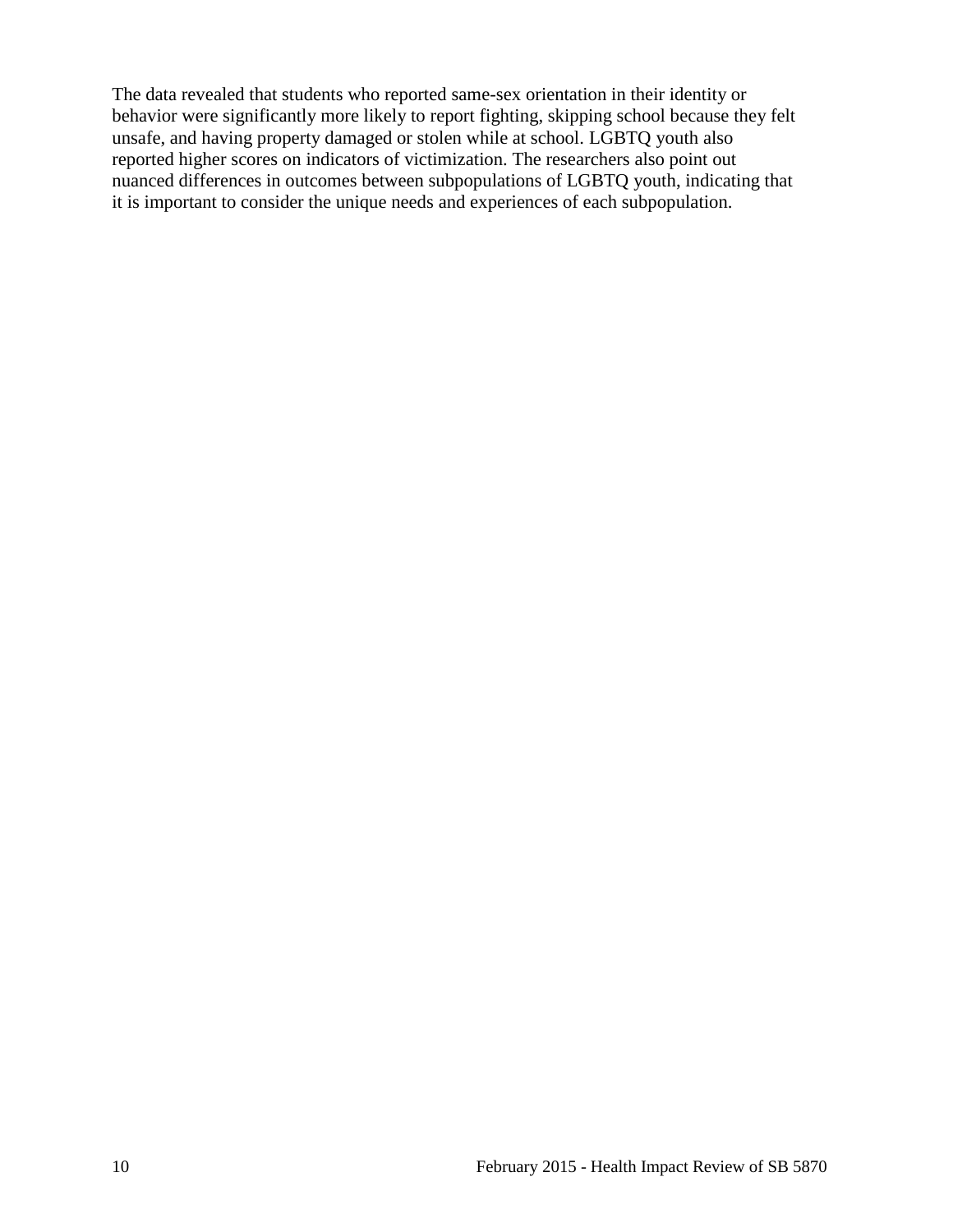The data revealed that students who reported same-sex orientation in their identity or behavior were significantly more likely to report fighting, skipping school because they felt unsafe, and having property damaged or stolen while at school. LGBTQ youth also reported higher scores on indicators of victimization. The researchers also point out nuanced differences in outcomes between subpopulations of LGBTQ youth, indicating that it is important to consider the unique needs and experiences of each subpopulation.